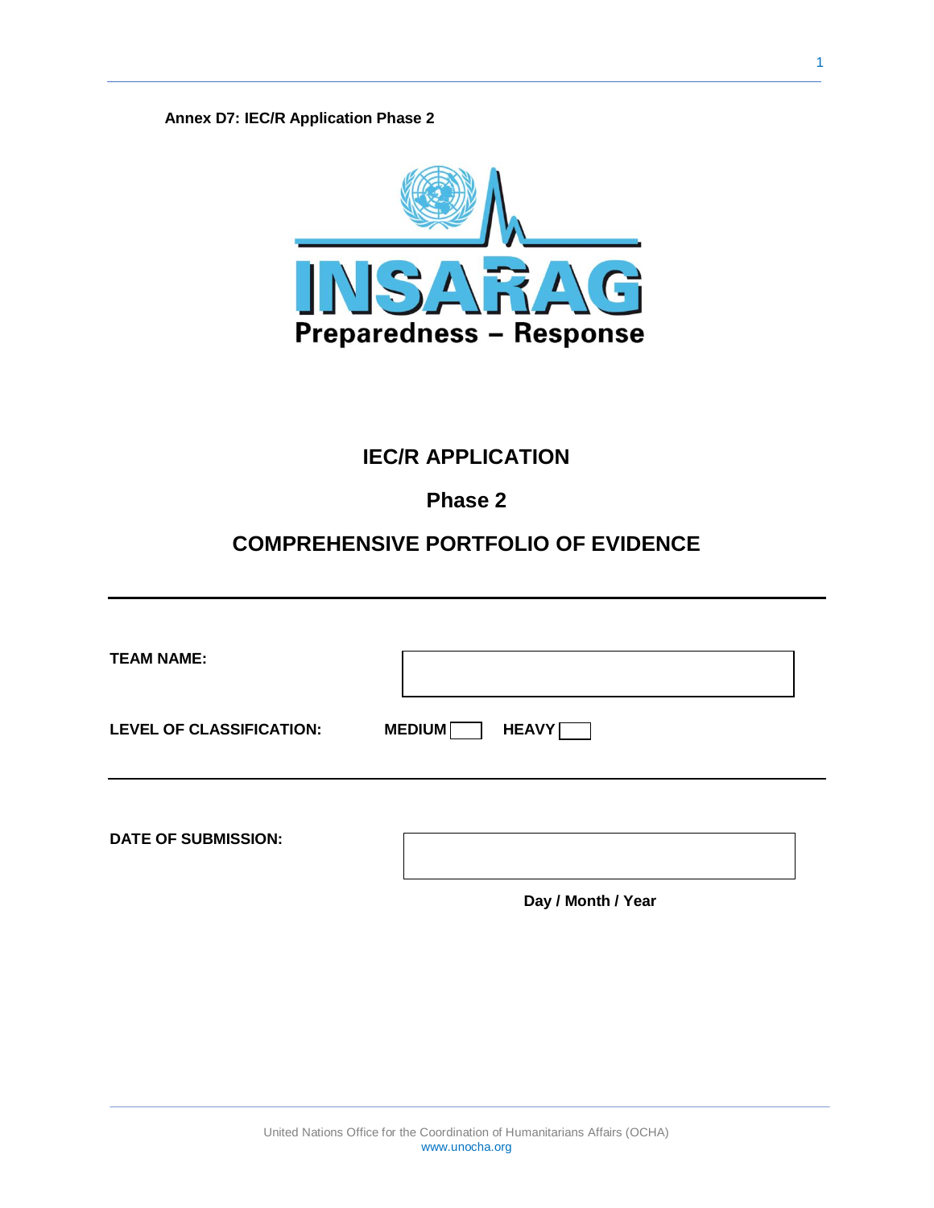**Annex D7: IEC/R Application Phase 2**

INSARAG

Preparedness – Response

# IEC/R APPLICATION

## Phase 2

## COMPREHENSIVE PORTFOLIO OF EVIDENCE

---

**TEAM NAME:** [ ]

**LEVEL OF CLASSIFICATION:** **MEDIUM** [ ] **HEAVY** [ ]

---

**DATE OF SUBMISSION:** [ ]

**Day / Month / Year**

United Nations Office for the Coordination of Humanitarians Affairs (OCHA)
www.unocha.org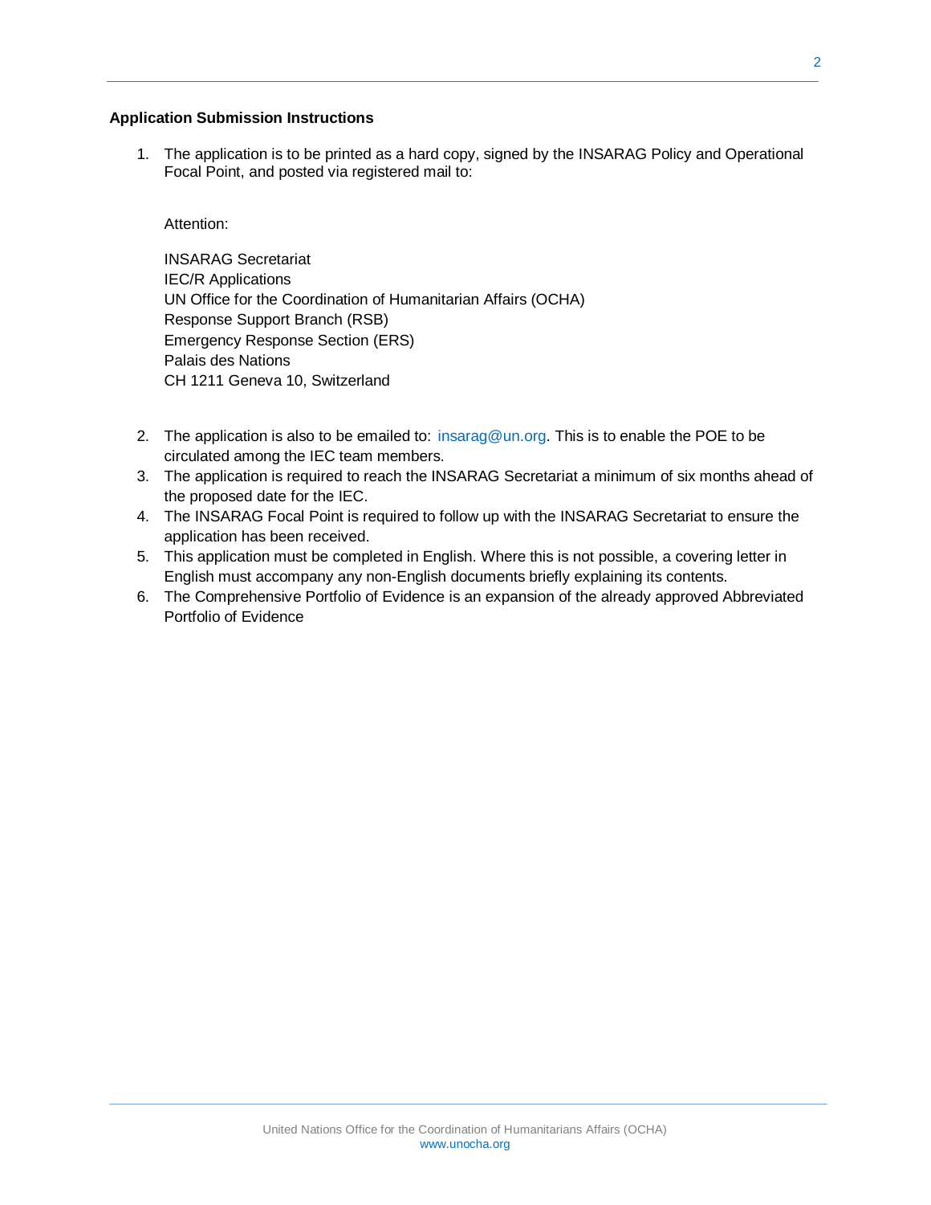**Application Submission Instructions**

1. The application is to be printed as a hard copy, signed by the INSARAG Policy and Operational Focal Point, and posted via registered mail to:

   Attention:

   INSARAG Secretariat
   IEC/R Applications
   UN Office for the Coordination of Humanitarian Affairs (OCHA)
   Response Support Branch (RSB)
   Emergency Response Section (ERS)
   Palais des Nations
   CH 1211 Geneva 10, Switzerland

2. The application is also to be emailed to: insarag@un.org. This is to enable the POE to be circulated among the IEC team members.
3. The application is required to reach the INSARAG Secretariat a minimum of six months ahead of the proposed date for the IEC.
4. The INSARAG Focal Point is required to follow up with the INSARAG Secretariat to ensure the application has been received.
5. This application must be completed in English. Where this is not possible, a covering letter in English must accompany any non-English documents briefly explaining its contents.
6. The Comprehensive Portfolio of Evidence is an expansion of the already approved Abbreviated Portfolio of Evidence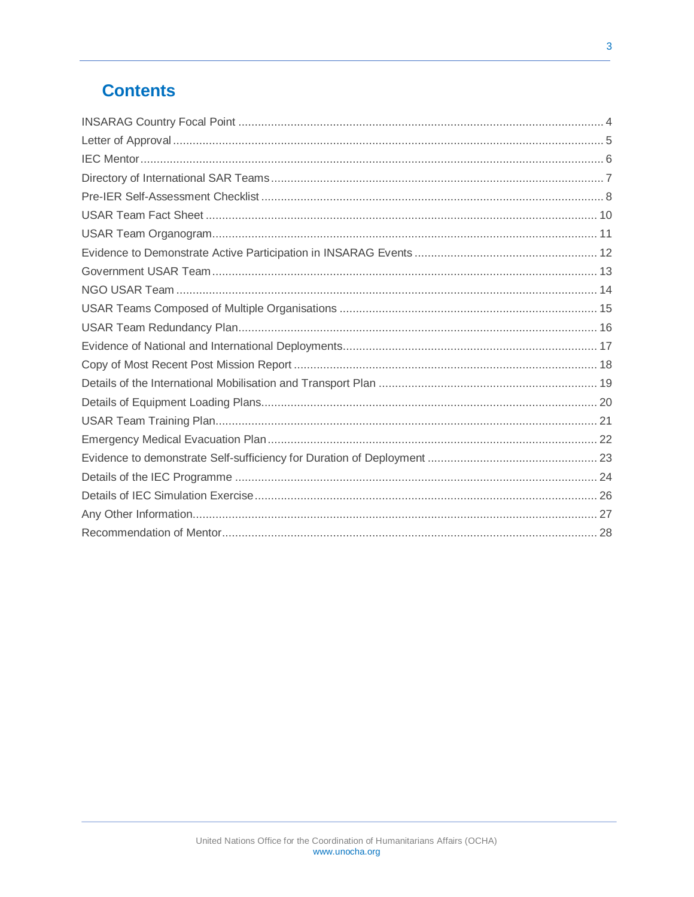# Contents

| | |
|---|---|
| INSARAG Country Focal Point | 4 |
| Letter of Approval | 5 |
| IEC Mentor | 6 |
| Directory of International SAR Teams | 7 |
| Pre-IER Self-Assessment Checklist | 8 |
| USAR Team Fact Sheet | 10 |
| USAR Team Organogram | 11 |
| Evidence to Demonstrate Active Participation in INSARAG Events | 12 |
| Government USAR Team | 13 |
| NGO USAR Team | 14 |
| USAR Teams Composed of Multiple Organisations | 15 |
| USAR Team Redundancy Plan | 16 |
| Evidence of National and International Deployments | 17 |
| Copy of Most Recent Post Mission Report | 18 |
| Details of the International Mobilisation and Transport Plan | 19 |
| Details of Equipment Loading Plans | 20 |
| USAR Team Training Plan | 21 |
| Emergency Medical Evacuation Plan | 22 |
| Evidence to demonstrate Self-sufficiency for Duration of Deployment | 23 |
| Details of the IEC Programme | 24 |
| Details of IEC Simulation Exercise | 26 |
| Any Other Information | 27 |
| Recommendation of Mentor | 28 |

United Nations Office for the Coordination of Humanitarians Affairs (OCHA)
www.unocha.org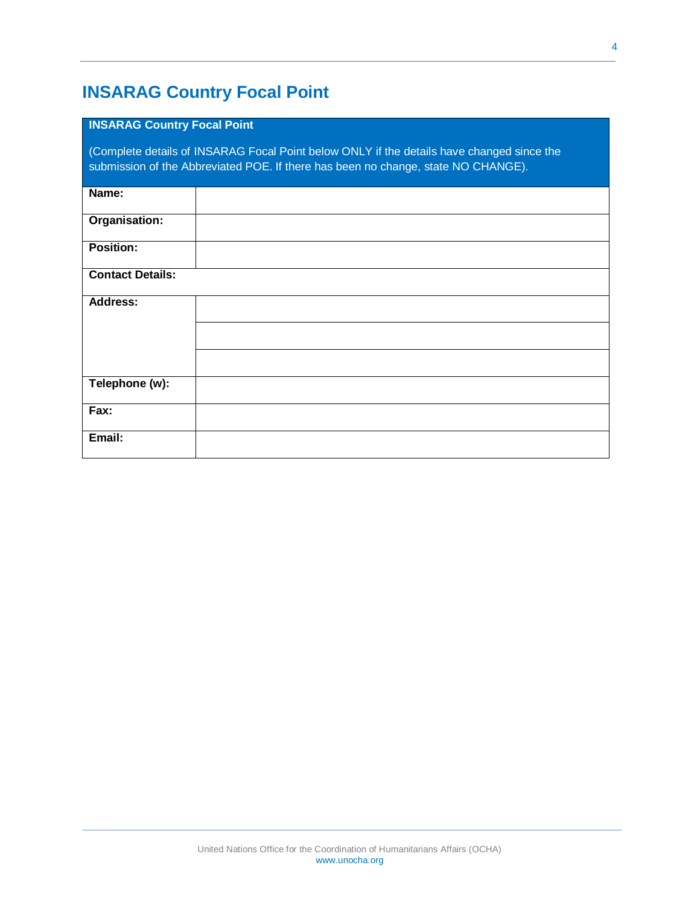## INSARAG Country Focal Point

| INSARAG Country Focal Point<br><br>(Complete details of INSARAG Focal Point below ONLY if the details have changed since the submission of the Abbreviated POE. If there has been no change, state NO CHANGE). | |
|---|---|
| **Name:** | |
| **Organisation:** | |
| **Position:** | |
| **Contact Details:** | |
| **Address:** | |
| | |
| | |
| **Telephone (w):** | |
| **Fax:** | |
| **Email:** | |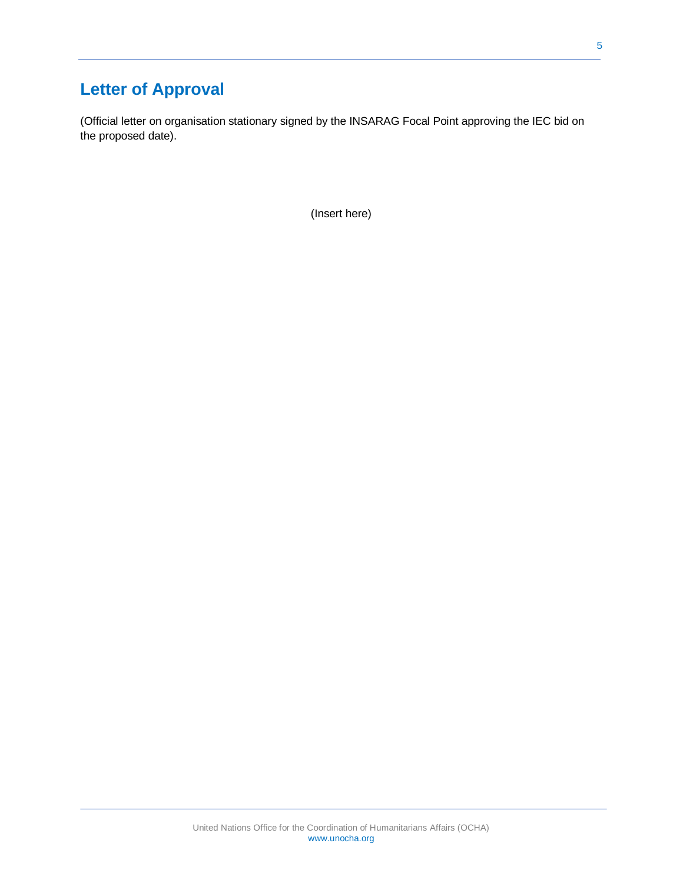# Letter of Approval

(Official letter on organisation stationary signed by the INSARAG Focal Point approving the IEC bid on the proposed date).

(Insert here)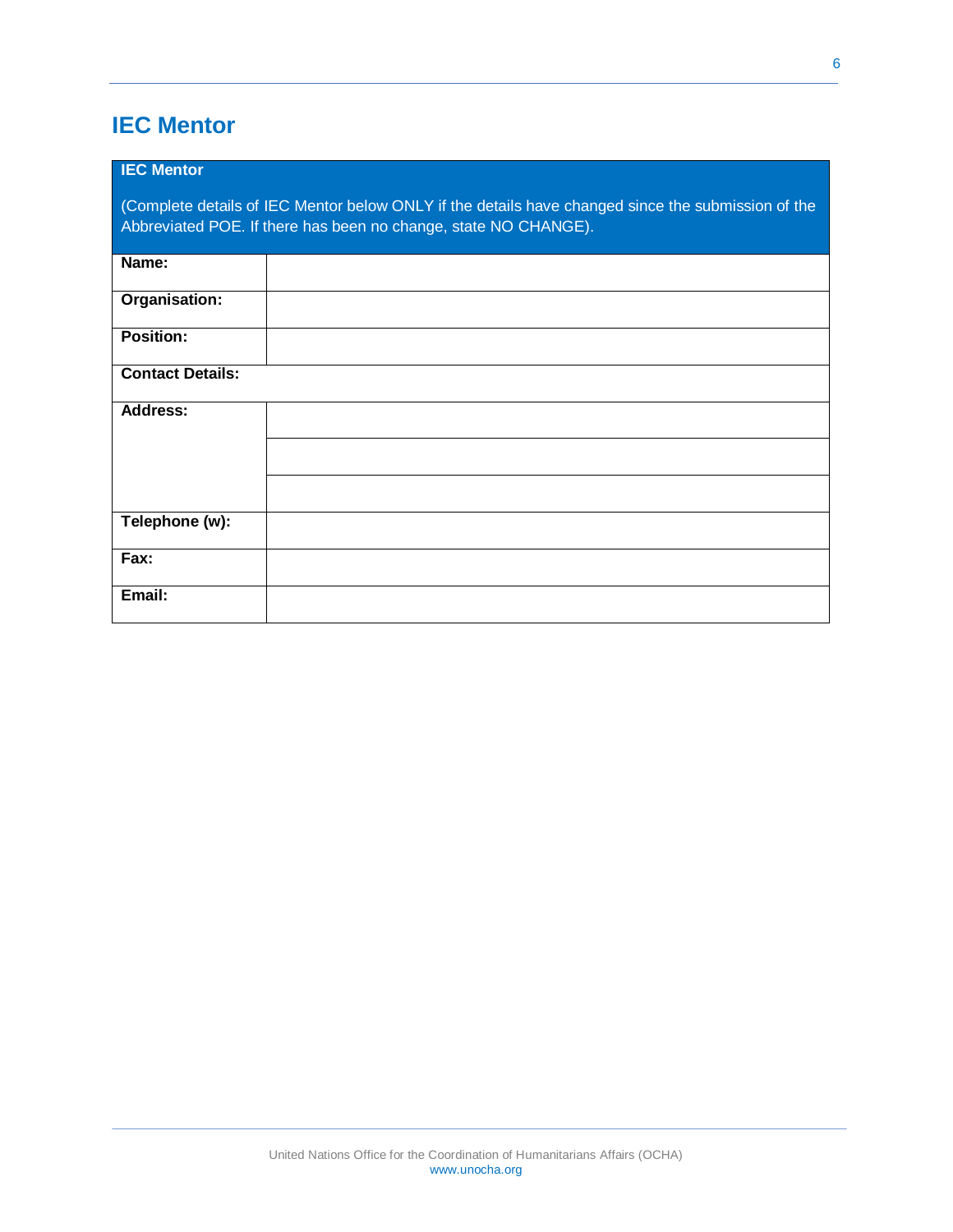## IEC Mentor

| **IEC Mentor**<br><br>(Complete details of IEC Mentor below ONLY if the details have changed since the submission of the Abbreviated POE. If there has been no change, state NO CHANGE). | |
|---|---|
| **Name:** | |
| **Organisation:** | |
| **Position:** | |
| **Contact Details:** | |
| **Address:** | |
| | |
| | |
| **Telephone (w):** | |
| **Fax:** | |
| **Email:** | |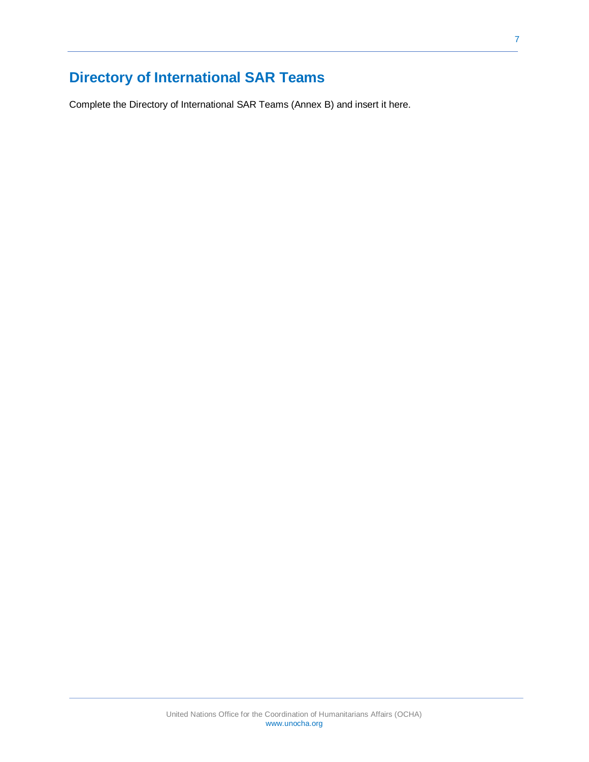## Directory of International SAR Teams

Complete the Directory of International SAR Teams (Annex B) and insert it here.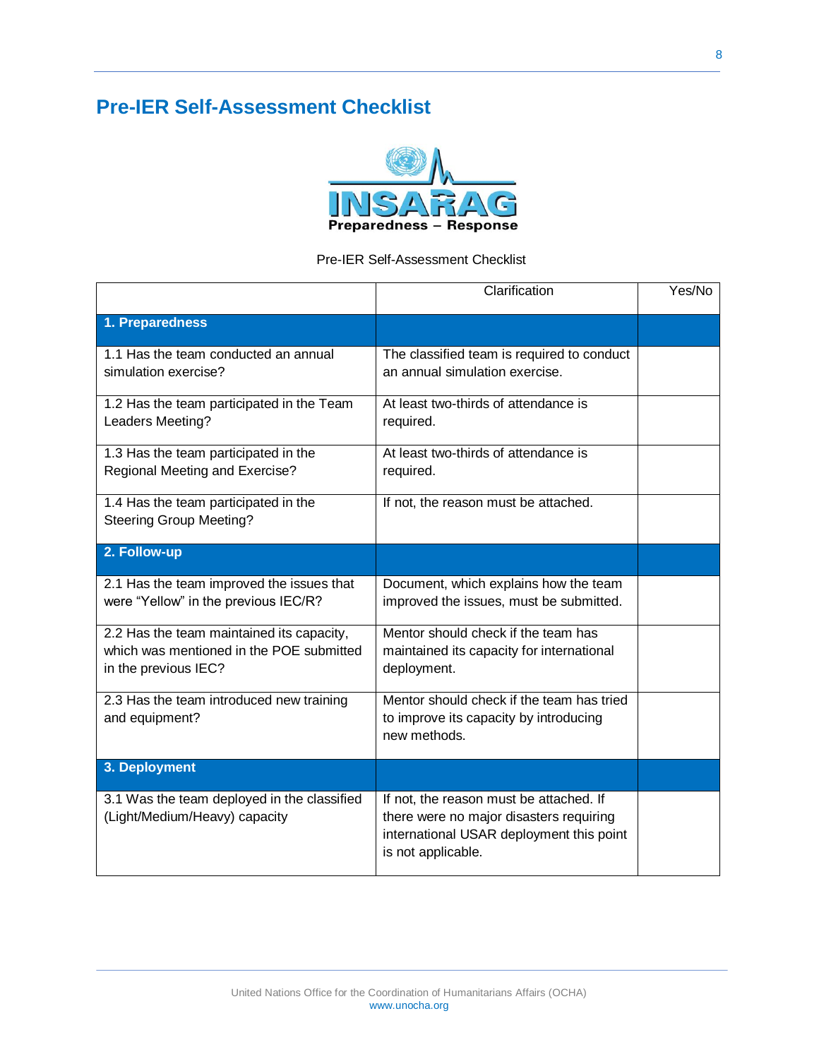## Pre-IER Self-Assessment Checklist

INSARAG
Preparedness – Response

Pre-IER Self-Assessment Checklist

| | Clarification | Yes/No |
|---|---|---|
| **1. Preparedness** | | |
| 1.1 Has the team conducted an annual simulation exercise? | The classified team is required to conduct an annual simulation exercise. | |
| 1.2 Has the team participated in the Team Leaders Meeting? | At least two-thirds of attendance is required. | |
| 1.3 Has the team participated in the Regional Meeting and Exercise? | At least two-thirds of attendance is required. | |
| 1.4 Has the team participated in the Steering Group Meeting? | If not, the reason must be attached. | |
| **2. Follow-up** | | |
| 2.1 Has the team improved the issues that were "Yellow" in the previous IEC/R? | Document, which explains how the team improved the issues, must be submitted. | |
| 2.2 Has the team maintained its capacity, which was mentioned in the POE submitted in the previous IEC? | Mentor should check if the team has maintained its capacity for international deployment. | |
| 2.3 Has the team introduced new training and equipment? | Mentor should check if the team has tried to improve its capacity by introducing new methods. | |
| **3. Deployment** | | |
| 3.1 Was the team deployed in the classified (Light/Medium/Heavy) capacity | If not, the reason must be attached. If there were no major disasters requiring international USAR deployment this point is not applicable. | |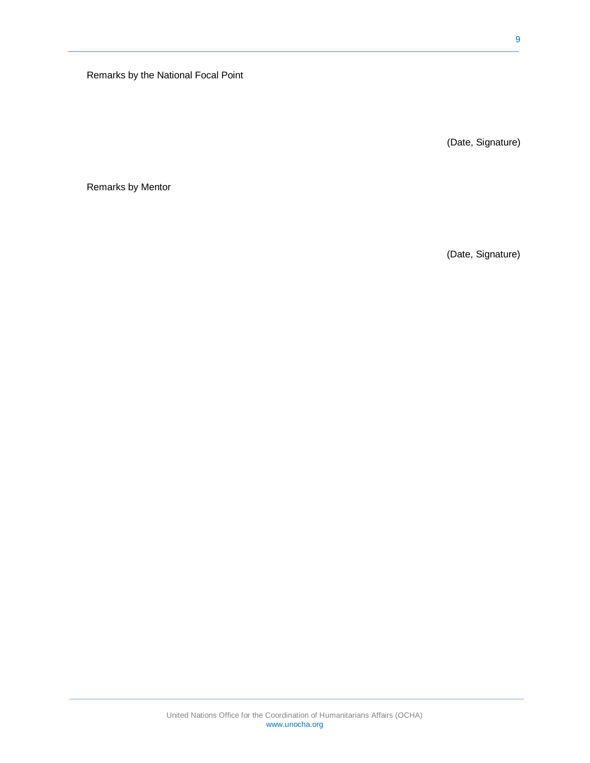Remarks by the National Focal Point

(Date, Signature)

Remarks by Mentor

(Date, Signature)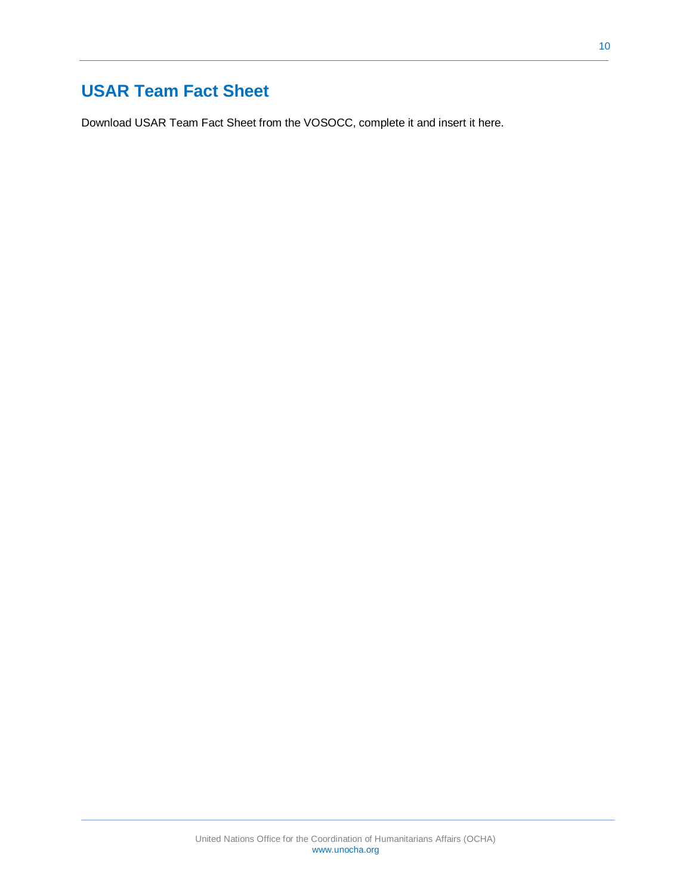# USAR Team Fact Sheet

Download USAR Team Fact Sheet from the VOSOCC, complete it and insert it here.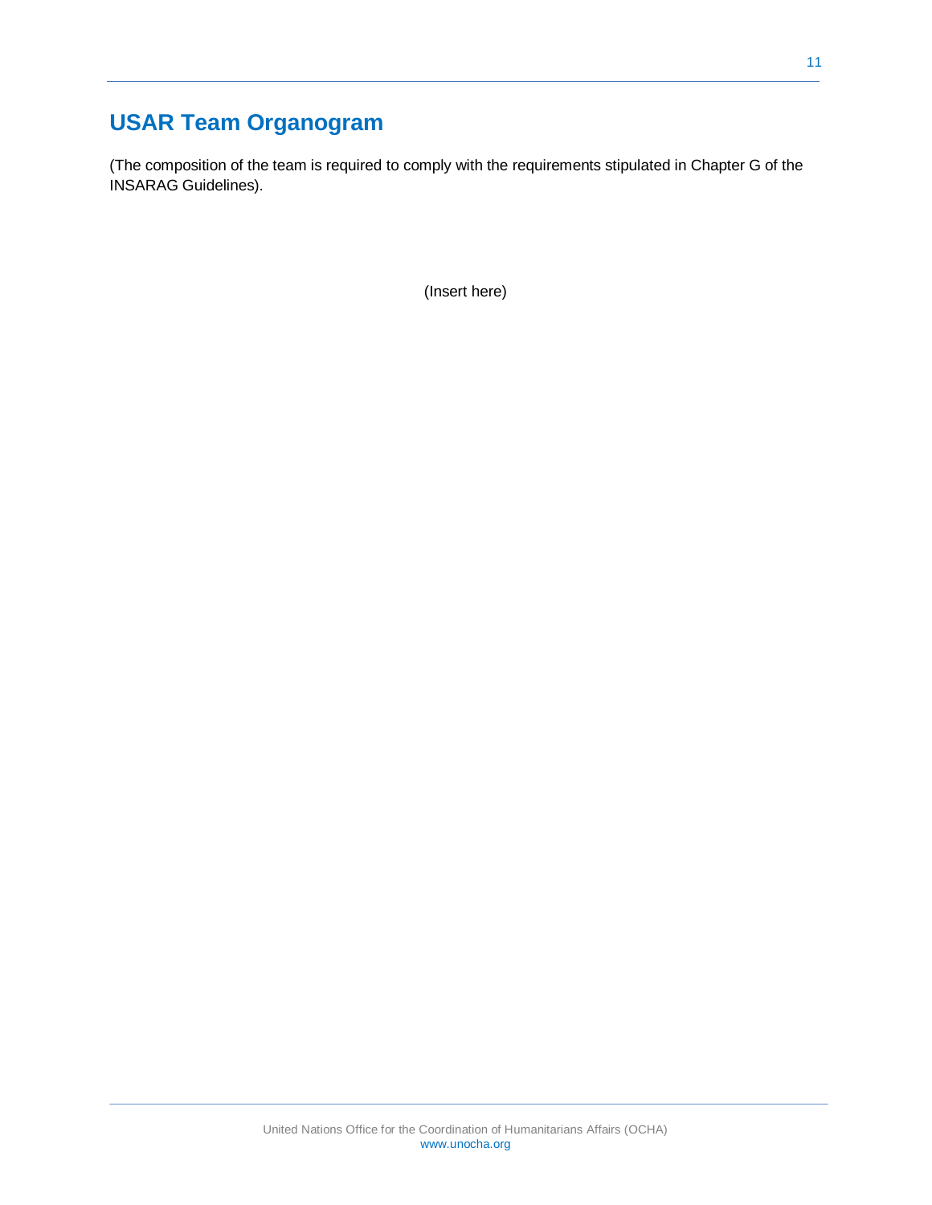# USAR Team Organogram

(The composition of the team is required to comply with the requirements stipulated in Chapter G of the INSARAG Guidelines).

(Insert here)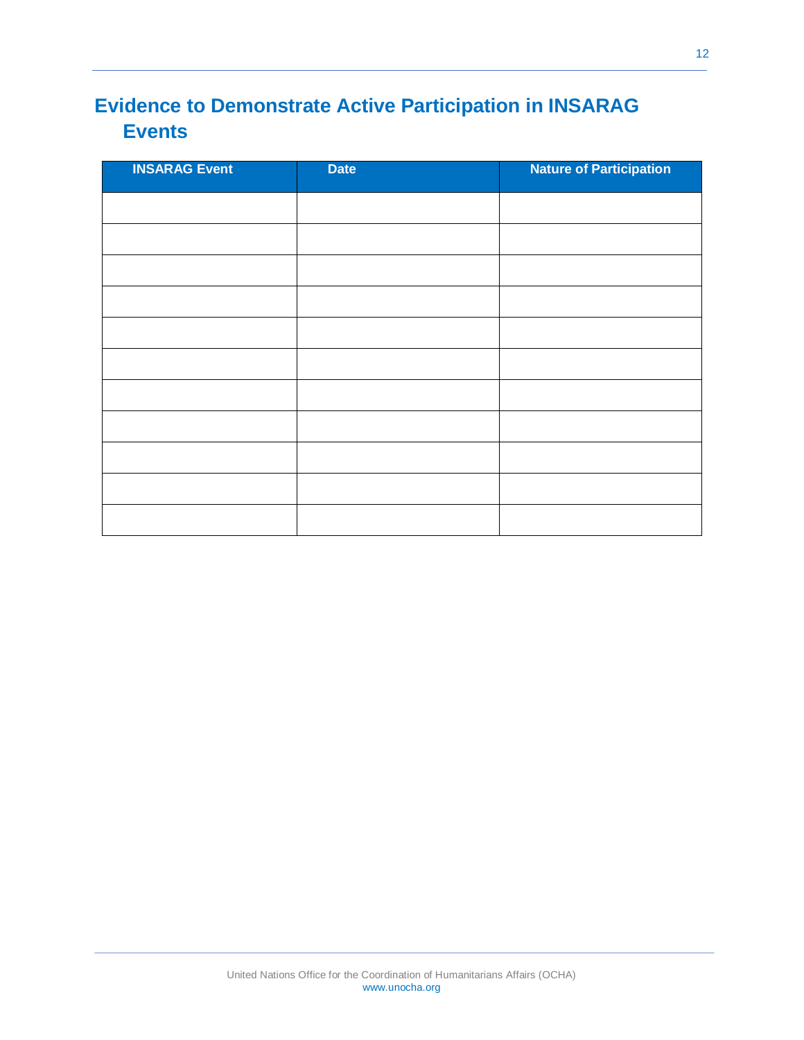# Evidence to Demonstrate Active Participation in INSARAG Events

| INSARAG Event | Date | Nature of Participation |
| --- | --- | --- |
| | | |
| | | |
| | | |
| | | |
| | | |
| | | |
| | | |
| | | |
| | | |
| | | |
| | | |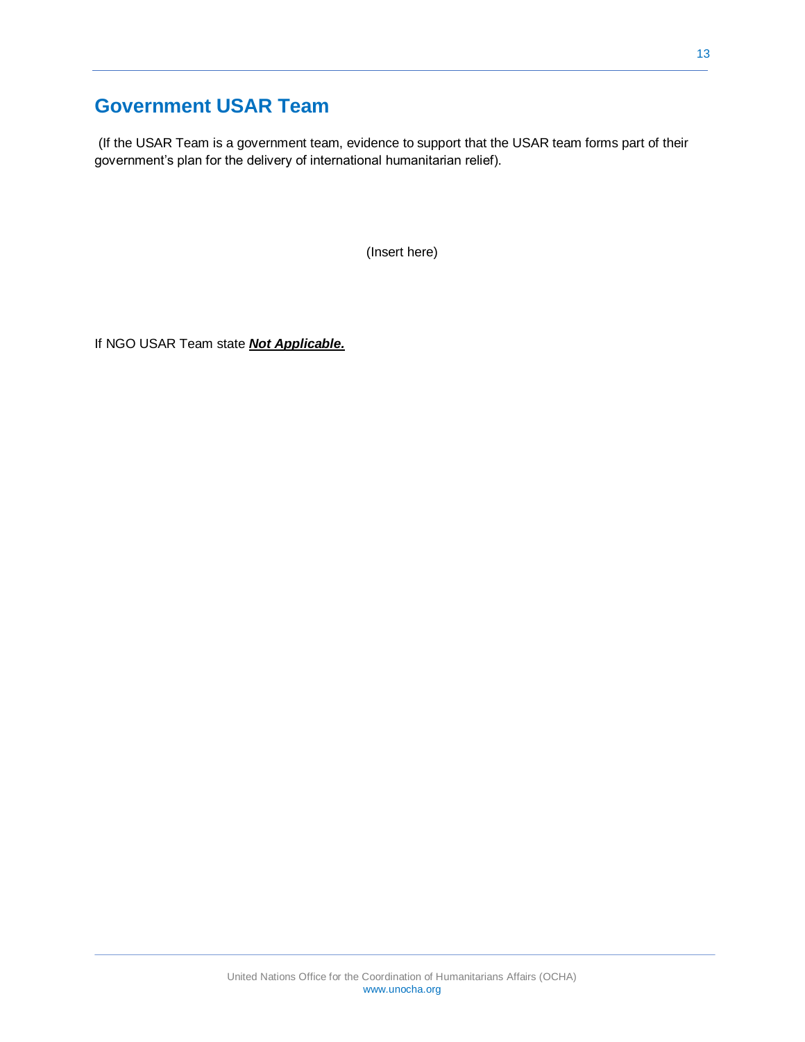## Government USAR Team

(If the USAR Team is a government team, evidence to support that the USAR team forms part of their government's plan for the delivery of international humanitarian relief).

(Insert here)

If NGO USAR Team state ***Not Applicable.***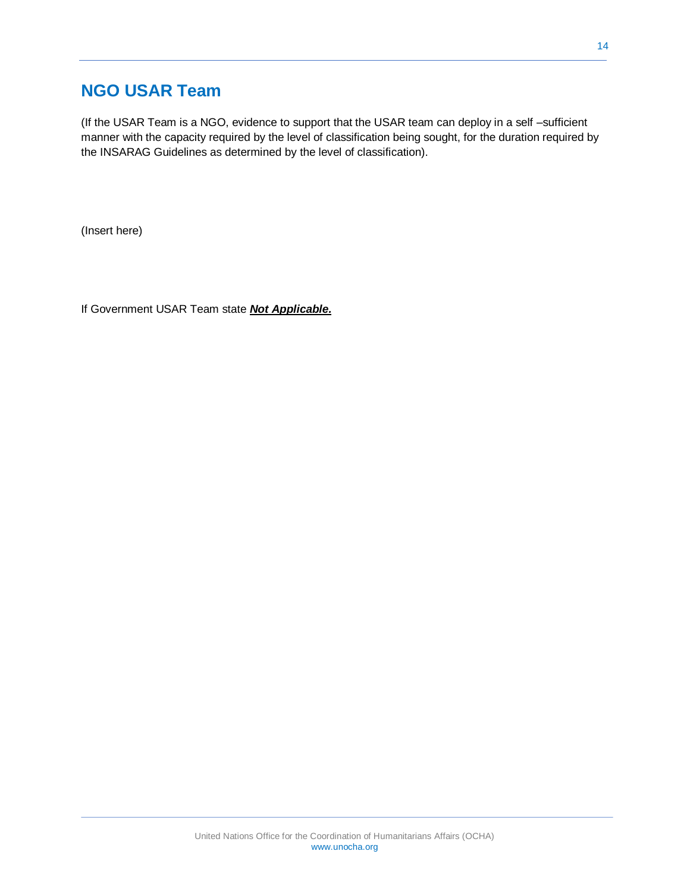## NGO USAR Team

(If the USAR Team is a NGO, evidence to support that the USAR team can deploy in a self –sufficient manner with the capacity required by the level of classification being sought, for the duration required by the INSARAG Guidelines as determined by the level of classification).

(Insert here)

If Government USAR Team state ***Not Applicable.***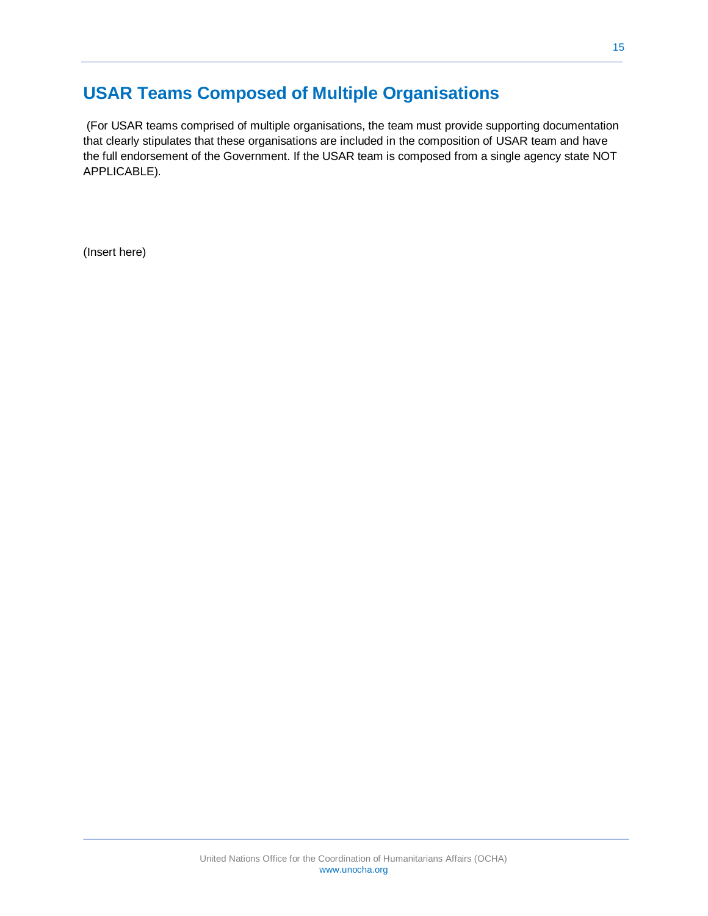## USAR Teams Composed of Multiple Organisations

(For USAR teams comprised of multiple organisations, the team must provide supporting documentation that clearly stipulates that these organisations are included in the composition of USAR team and have the full endorsement of the Government. If the USAR team is composed from a single agency state NOT APPLICABLE).

(Insert here)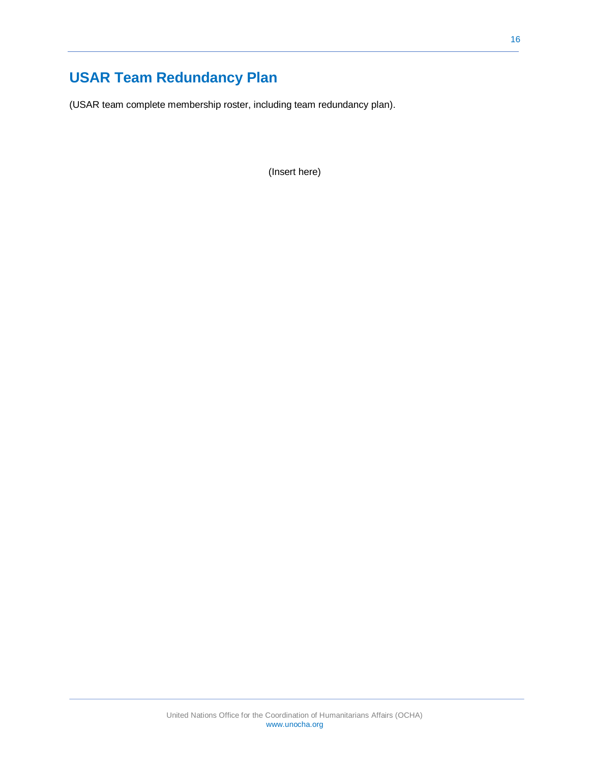# USAR Team Redundancy Plan

(USAR team complete membership roster, including team redundancy plan).

(Insert here)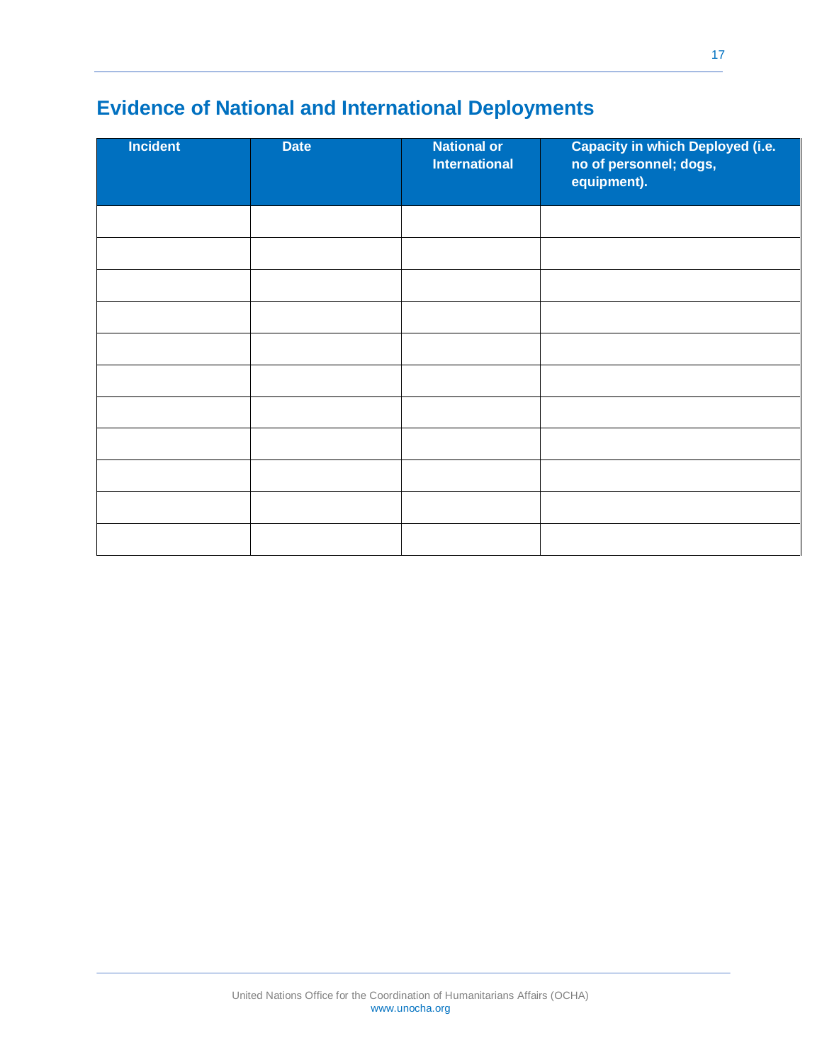## Evidence of National and International Deployments

| Incident | Date | National or International | Capacity in which Deployed (i.e. no of personnel; dogs, equipment). |
|---|---|---|---|
| | | | |
| | | | |
| | | | |
| | | | |
| | | | |
| | | | |
| | | | |
| | | | |
| | | | |
| | | | |
| | | | |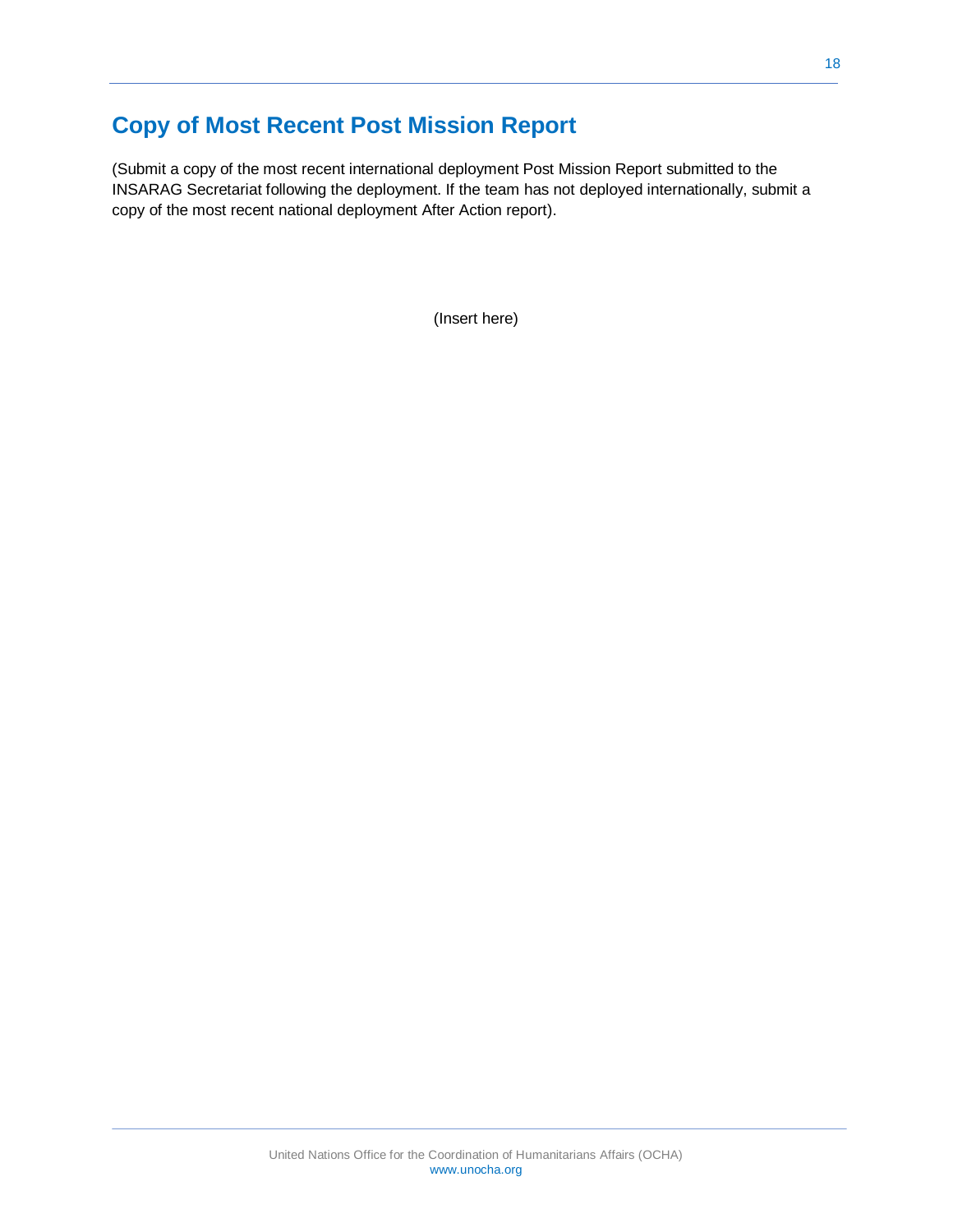## Copy of Most Recent Post Mission Report

(Submit a copy of the most recent international deployment Post Mission Report submitted to the INSARAG Secretariat following the deployment. If the team has not deployed internationally, submit a copy of the most recent national deployment After Action report).

(Insert here)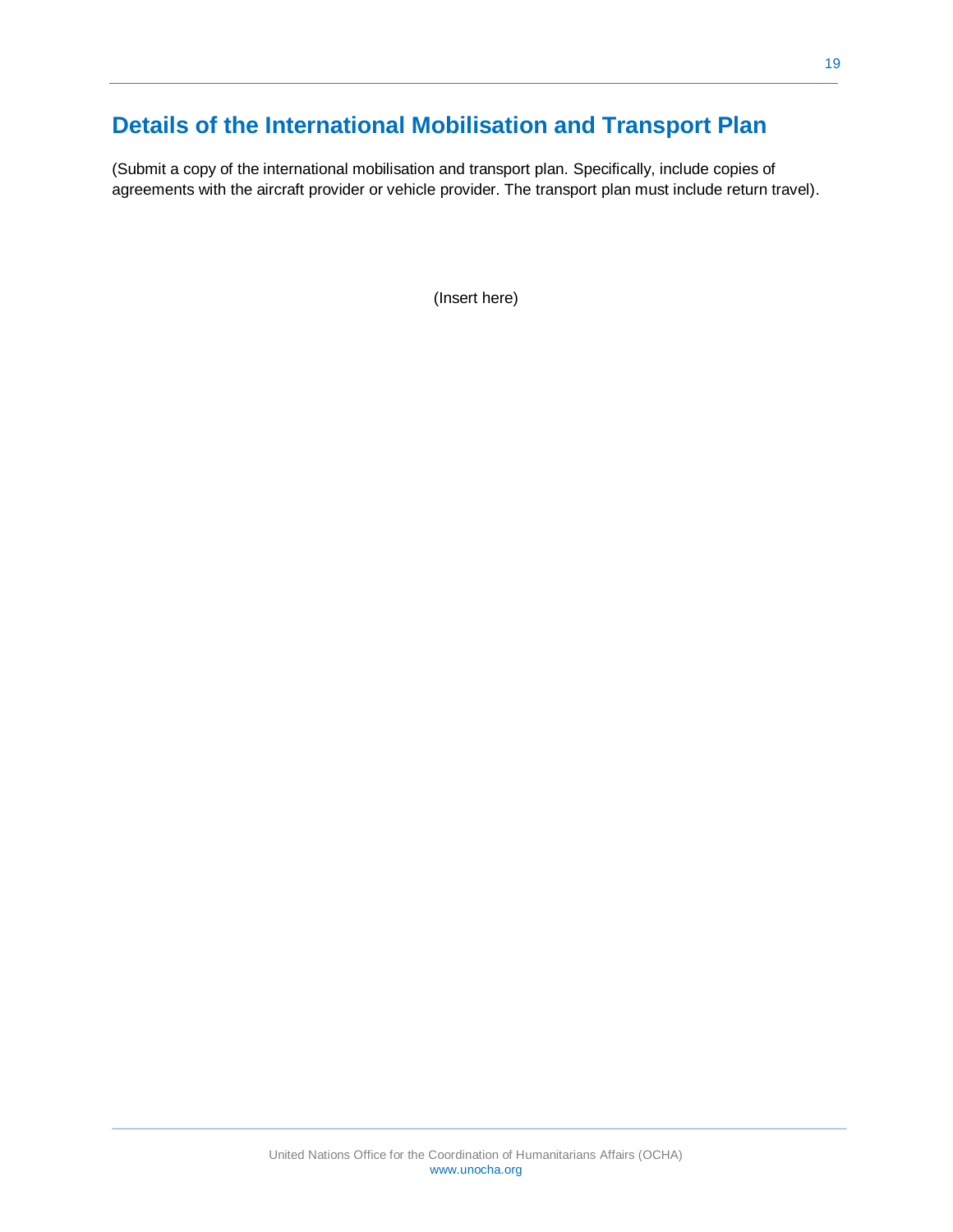## Details of the International Mobilisation and Transport Plan

(Submit a copy of the international mobilisation and transport plan. Specifically, include copies of agreements with the aircraft provider or vehicle provider. The transport plan must include return travel).

(Insert here)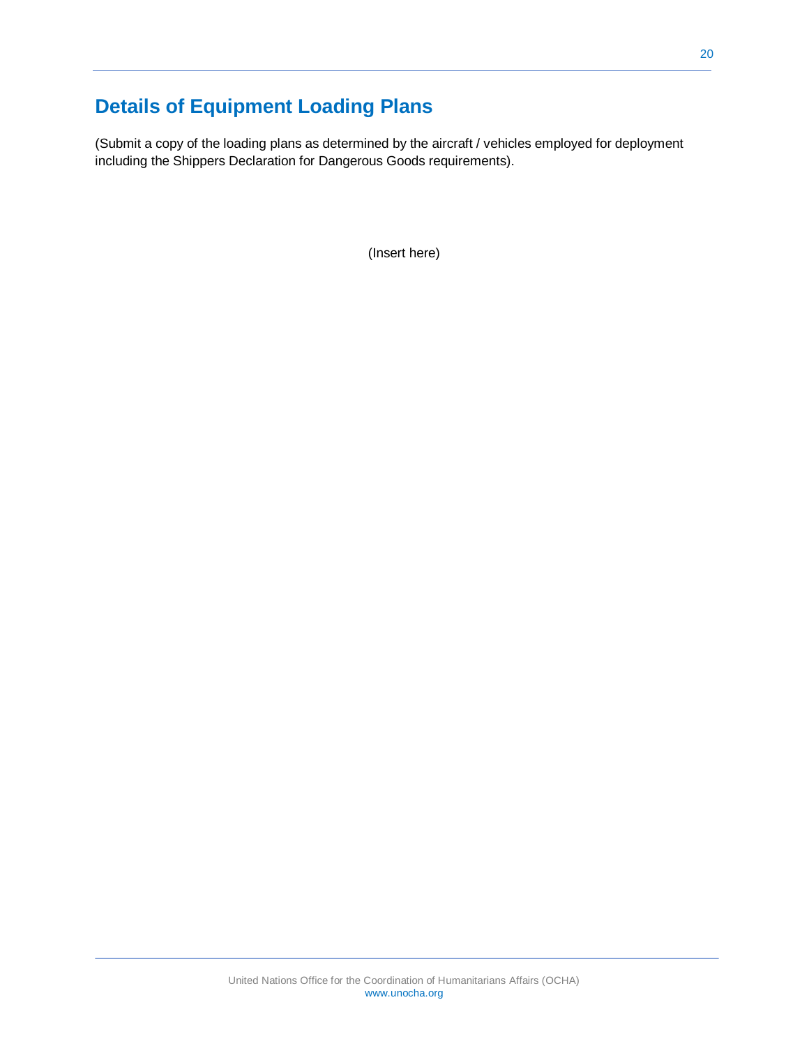## Details of Equipment Loading Plans

(Submit a copy of the loading plans as determined by the aircraft / vehicles employed for deployment including the Shippers Declaration for Dangerous Goods requirements).

(Insert here)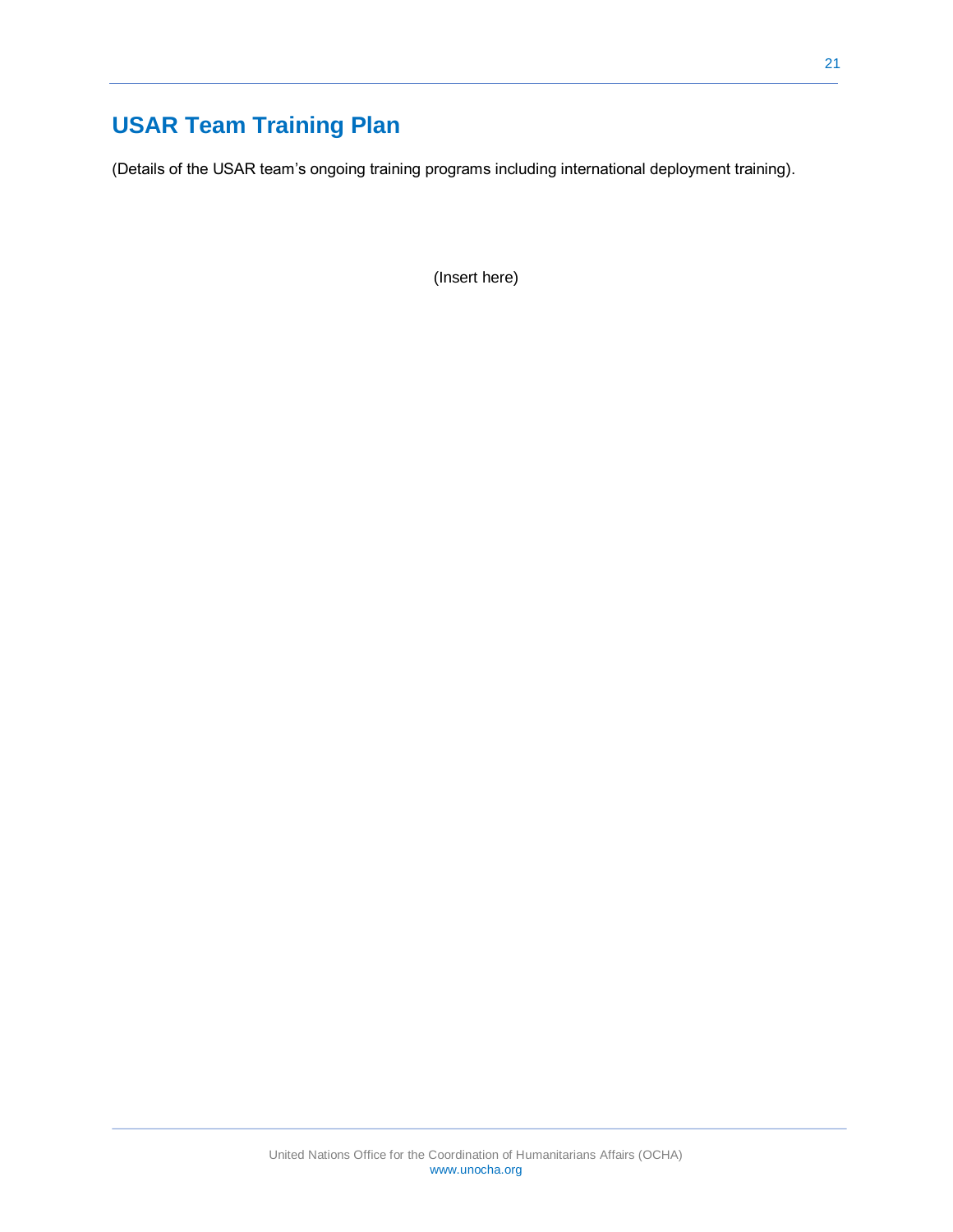# USAR Team Training Plan

(Details of the USAR team's ongoing training programs including international deployment training).

(Insert here)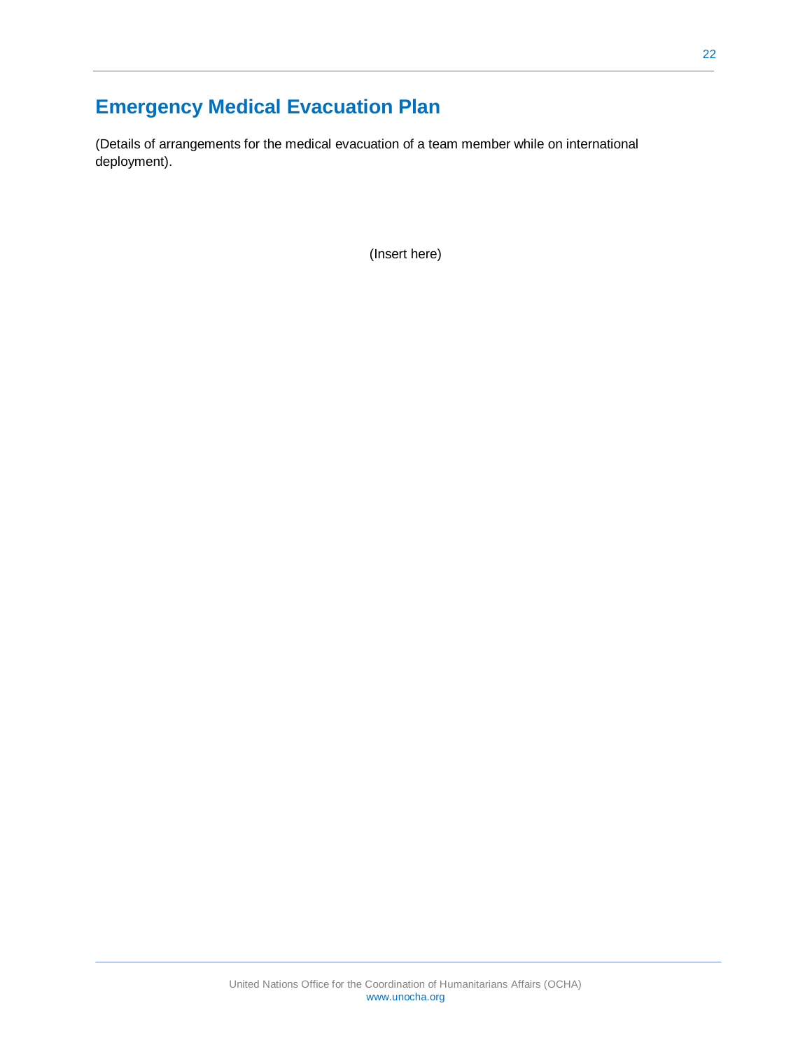# Emergency Medical Evacuation Plan

(Details of arrangements for the medical evacuation of a team member while on international deployment).

(Insert here)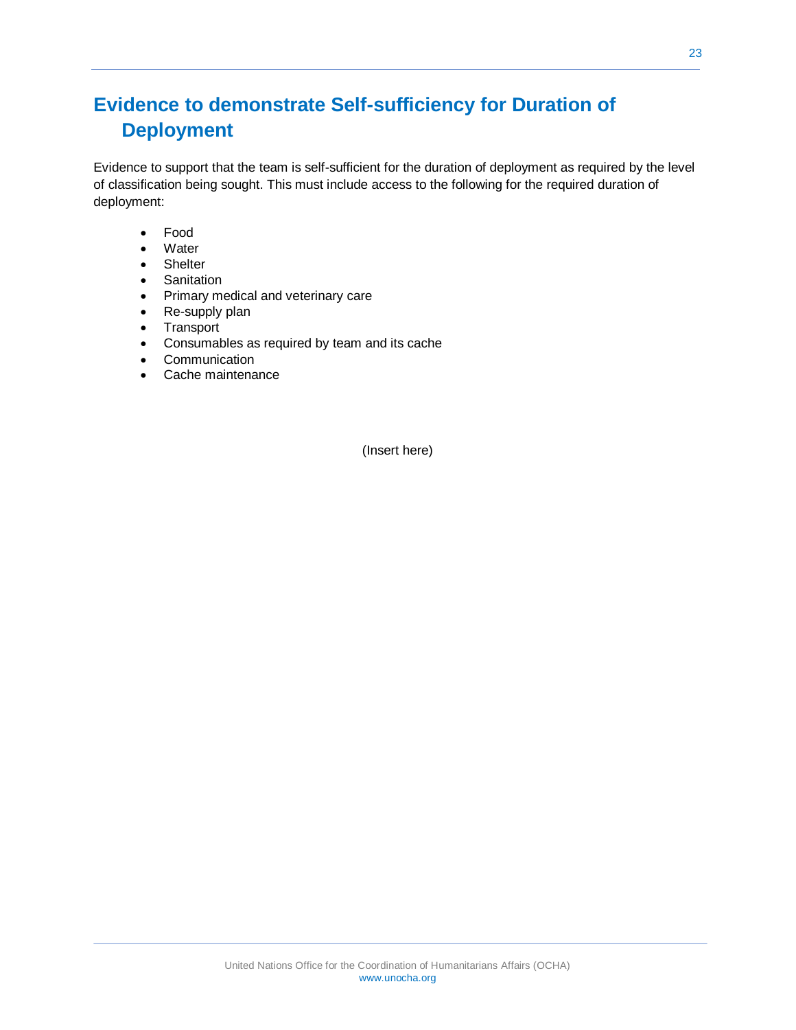# Evidence to demonstrate Self-sufficiency for Duration of Deployment

Evidence to support that the team is self-sufficient for the duration of deployment as required by the level of classification being sought. This must include access to the following for the required duration of deployment:

- Food
- Water
- Shelter
- Sanitation
- Primary medical and veterinary care
- Re-supply plan
- Transport
- Consumables as required by team and its cache
- Communication
- Cache maintenance

(Insert here)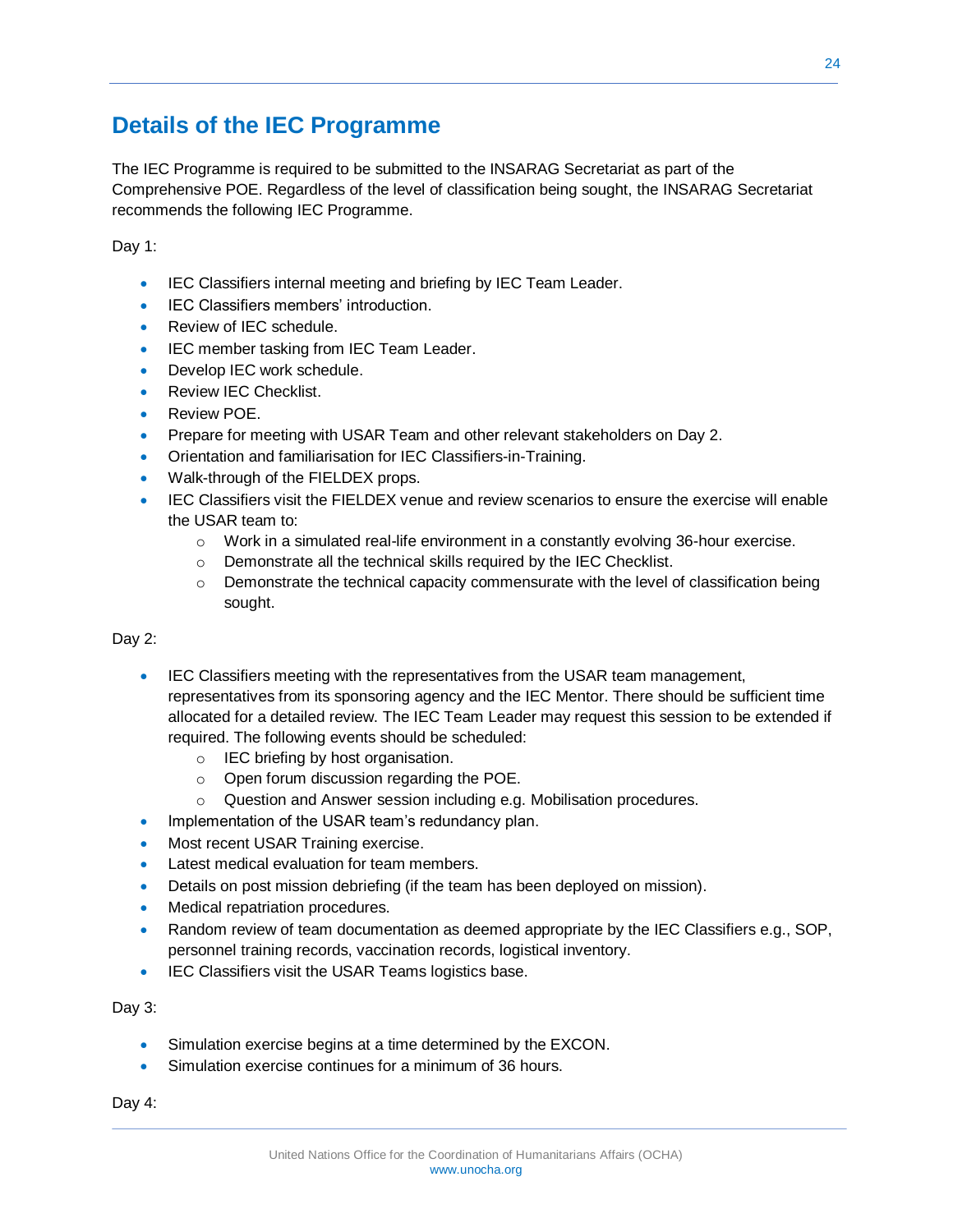## Details of the IEC Programme

The IEC Programme is required to be submitted to the INSARAG Secretariat as part of the Comprehensive POE. Regardless of the level of classification being sought, the INSARAG Secretariat recommends the following IEC Programme.

Day 1:

- IEC Classifiers internal meeting and briefing by IEC Team Leader.
- IEC Classifiers members' introduction.
- Review of IEC schedule.
- IEC member tasking from IEC Team Leader.
- Develop IEC work schedule.
- Review IEC Checklist.
- Review POE.
- Prepare for meeting with USAR Team and other relevant stakeholders on Day 2.
- Orientation and familiarisation for IEC Classifiers-in-Training.
- Walk-through of the FIELDEX props.
- IEC Classifiers visit the FIELDEX venue and review scenarios to ensure the exercise will enable the USAR team to:
  - Work in a simulated real-life environment in a constantly evolving 36-hour exercise.
  - Demonstrate all the technical skills required by the IEC Checklist.
  - Demonstrate the technical capacity commensurate with the level of classification being sought.

Day 2:

- IEC Classifiers meeting with the representatives from the USAR team management, representatives from its sponsoring agency and the IEC Mentor. There should be sufficient time allocated for a detailed review. The IEC Team Leader may request this session to be extended if required. The following events should be scheduled:
  - IEC briefing by host organisation.
  - Open forum discussion regarding the POE.
  - Question and Answer session including e.g. Mobilisation procedures.
- Implementation of the USAR team's redundancy plan.
- Most recent USAR Training exercise.
- Latest medical evaluation for team members.
- Details on post mission debriefing (if the team has been deployed on mission).
- Medical repatriation procedures.
- Random review of team documentation as deemed appropriate by the IEC Classifiers e.g., SOP, personnel training records, vaccination records, logistical inventory.
- IEC Classifiers visit the USAR Teams logistics base.

Day 3:

- Simulation exercise begins at a time determined by the EXCON.
- Simulation exercise continues for a minimum of 36 hours.

Day 4: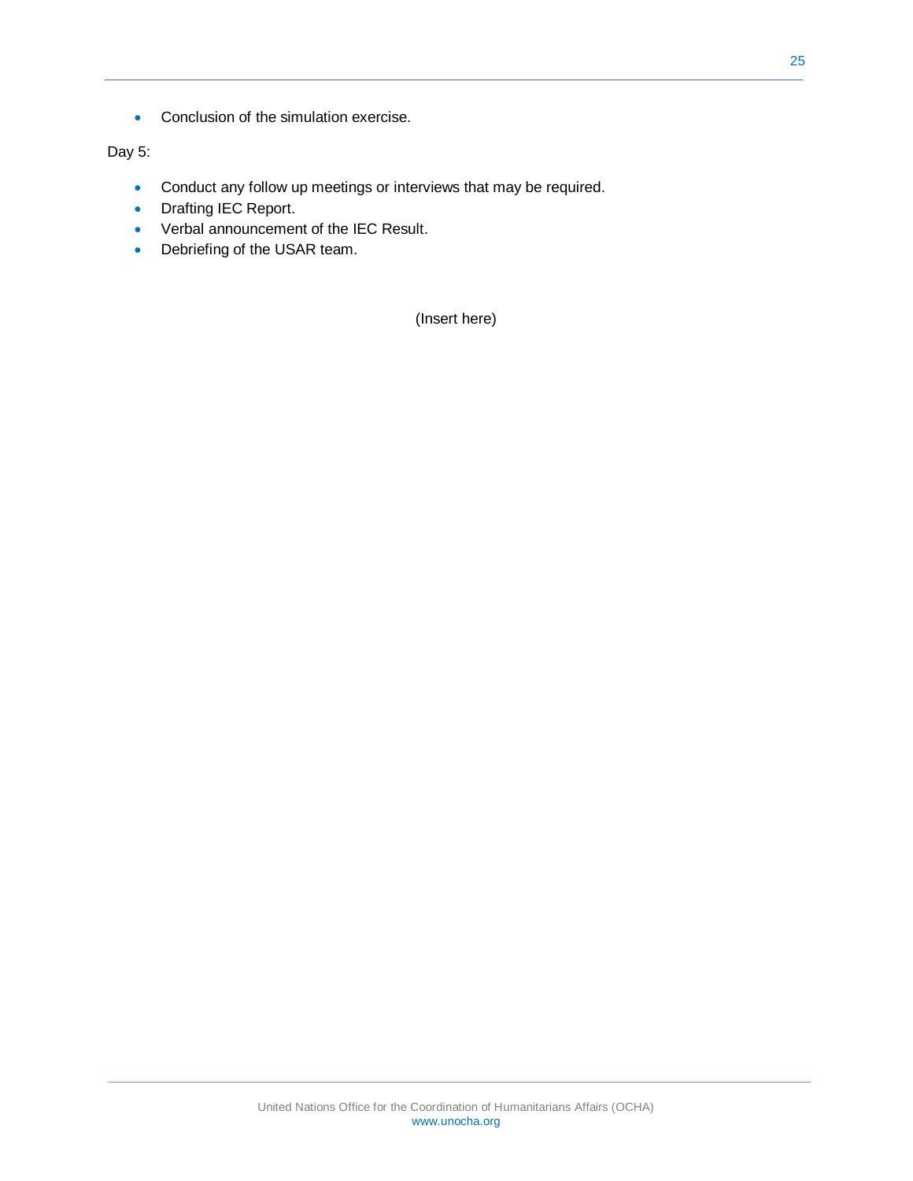- Conclusion of the simulation exercise.

Day 5:

- Conduct any follow up meetings or interviews that may be required.
- Drafting IEC Report.
- Verbal announcement of the IEC Result.
- Debriefing of the USAR team.

(Insert here)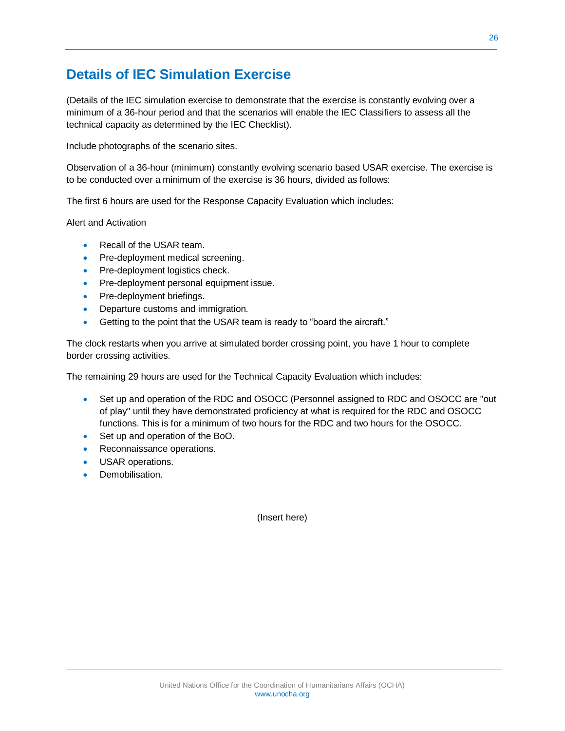# Details of IEC Simulation Exercise

(Details of the IEC simulation exercise to demonstrate that the exercise is constantly evolving over a minimum of a 36-hour period and that the scenarios will enable the IEC Classifiers to assess all the technical capacity as determined by the IEC Checklist).

Include photographs of the scenario sites.

Observation of a 36-hour (minimum) constantly evolving scenario based USAR exercise. The exercise is to be conducted over a minimum of the exercise is 36 hours, divided as follows:

The first 6 hours are used for the Response Capacity Evaluation which includes:

Alert and Activation

- Recall of the USAR team.
- Pre-deployment medical screening.
- Pre-deployment logistics check.
- Pre-deployment personal equipment issue.
- Pre-deployment briefings.
- Departure customs and immigration.
- Getting to the point that the USAR team is ready to "board the aircraft."

The clock restarts when you arrive at simulated border crossing point, you have 1 hour to complete border crossing activities.

The remaining 29 hours are used for the Technical Capacity Evaluation which includes:

- Set up and operation of the RDC and OSOCC (Personnel assigned to RDC and OSOCC are "out of play" until they have demonstrated proficiency at what is required for the RDC and OSOCC functions. This is for a minimum of two hours for the RDC and two hours for the OSOCC.
- Set up and operation of the BoO.
- Reconnaissance operations.
- USAR operations.
- Demobilisation.

(Insert here)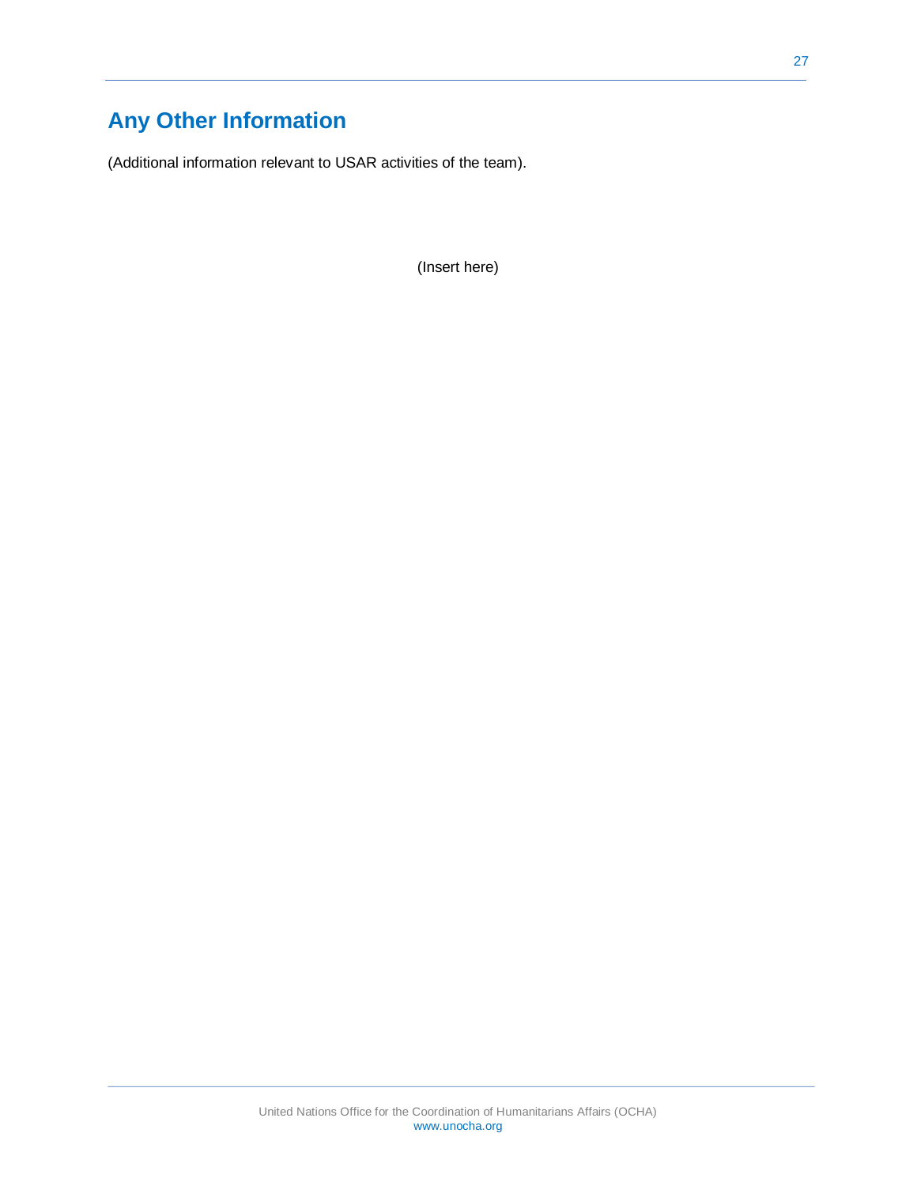# Any Other Information

(Additional information relevant to USAR activities of the team).

(Insert here)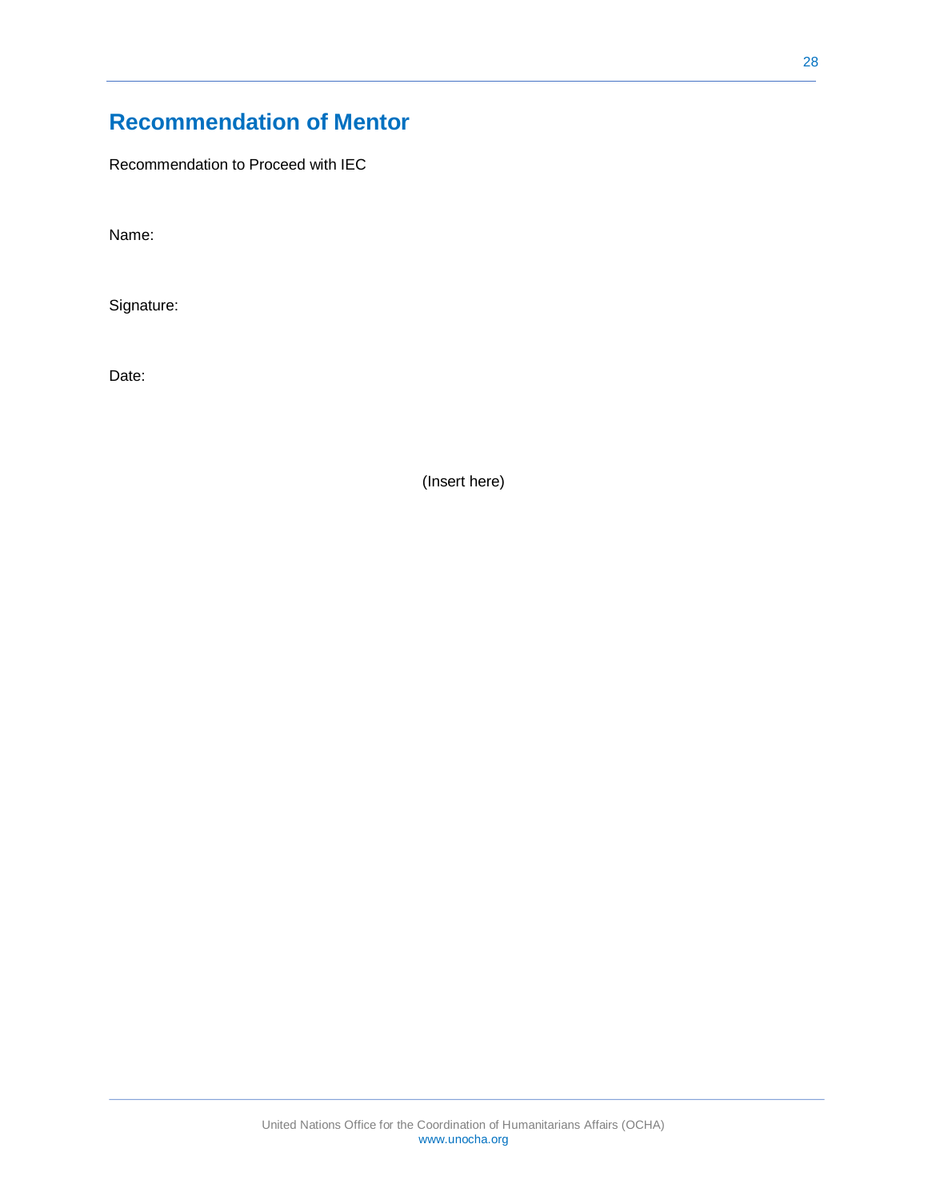# Recommendation of Mentor

Recommendation to Proceed with IEC

Name:

Signature:

Date:

(Insert here)